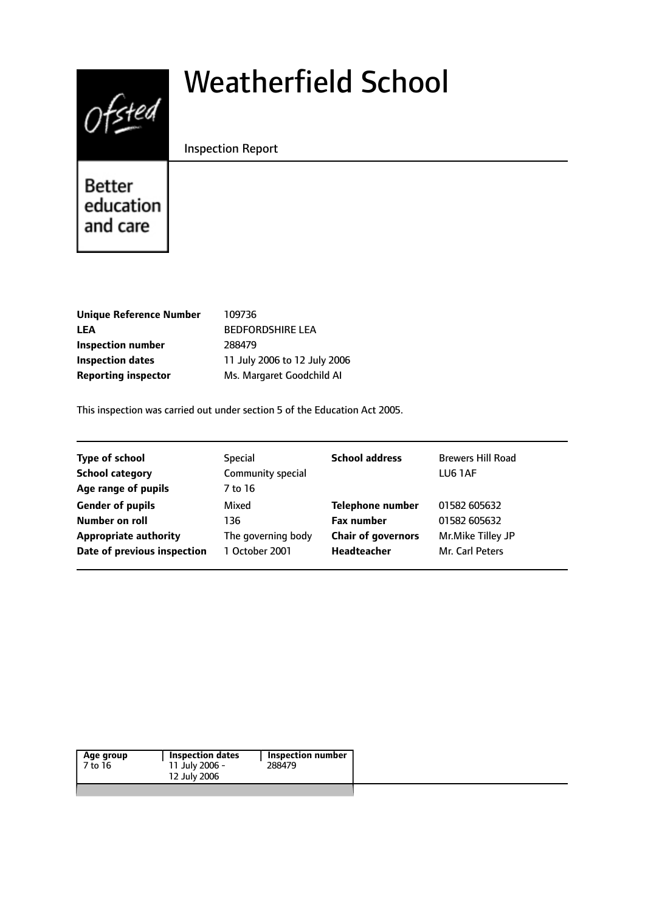# Weatherfield School

Inspection Report

Better education and care

| | |
|---|---|
| **Unique Reference Number** | 109736 |
| **LEA** | BEDFORDSHIRE LEA |
| **Inspection number** | 288479 |
| **Inspection dates** | 11 July 2006 to 12 July 2006 |
| **Reporting inspector** | Ms. Margaret Goodchild AI |

This inspection was carried out under section 5 of the Education Act 2005.

| | | | |
|---|---|---|---|
| **Type of school** | Special | **School address** | Brewers Hill Road |
| **School category** | Community special | | LU6 1AF |
| **Age range of pupils** | 7 to 16 | | |
| **Gender of pupils** | Mixed | **Telephone number** | 01582 605632 |
| **Number on roll** | 136 | **Fax number** | 01582 605632 |
| **Appropriate authority** | The governing body | **Chair of governors** | Mr.Mike Tilley JP |
| **Date of previous inspection** | 1 October 2001 | **Headteacher** | Mr. Carl Peters |

| Age group | Inspection dates | Inspection number |
|---|---|---|
| 7 to 16 | 11 July 2006 - 12 July 2006 | 288479 |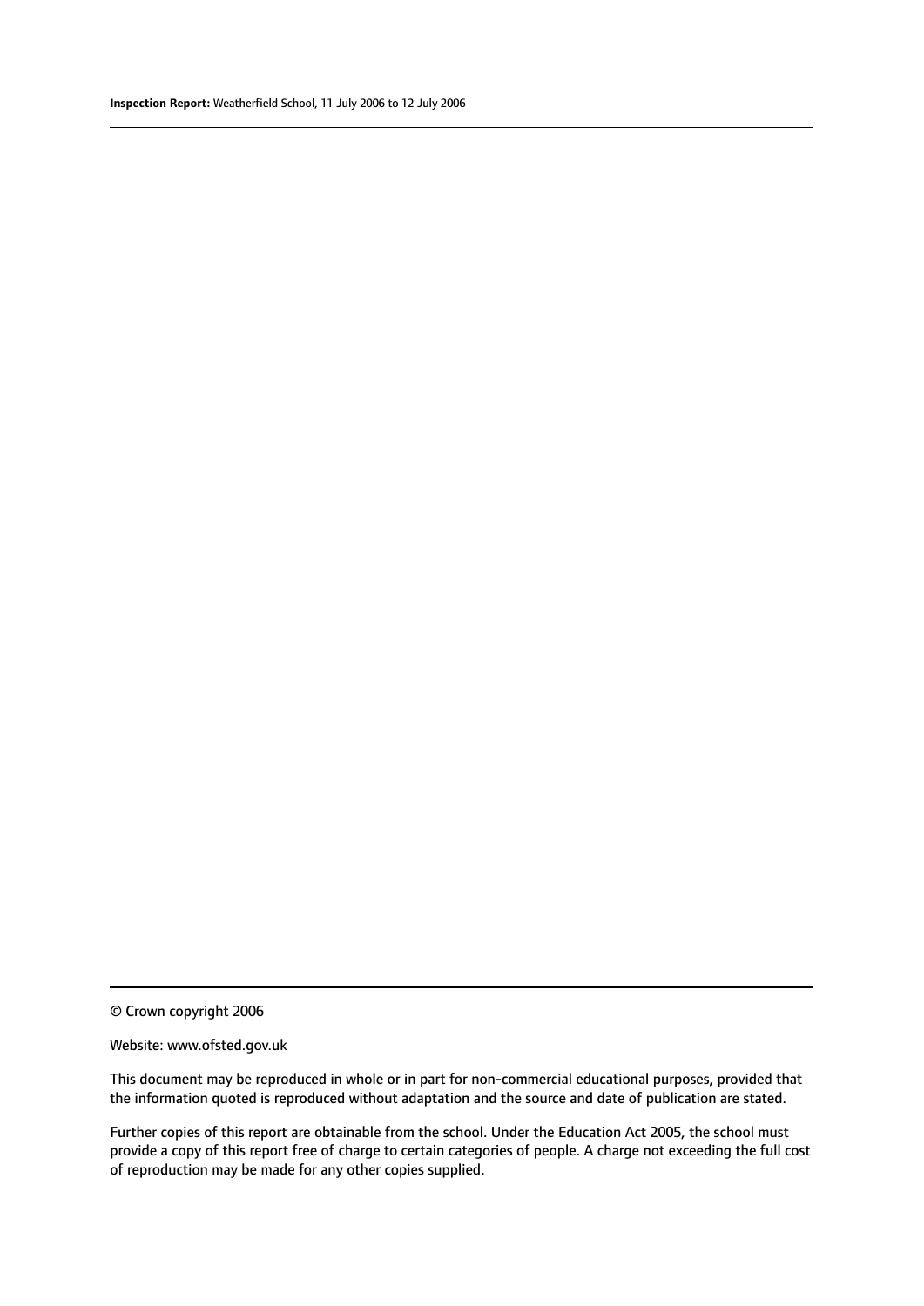© Crown copyright 2006

Website: www.ofsted.gov.uk

This document may be reproduced in whole or in part for non-commercial educational purposes, provided that the information quoted is reproduced without adaptation and the source and date of publication are stated.

Further copies of this report are obtainable from the school. Under the Education Act 2005, the school must provide a copy of this report free of charge to certain categories of people. A charge not exceeding the full cost of reproduction may be made for any other copies supplied.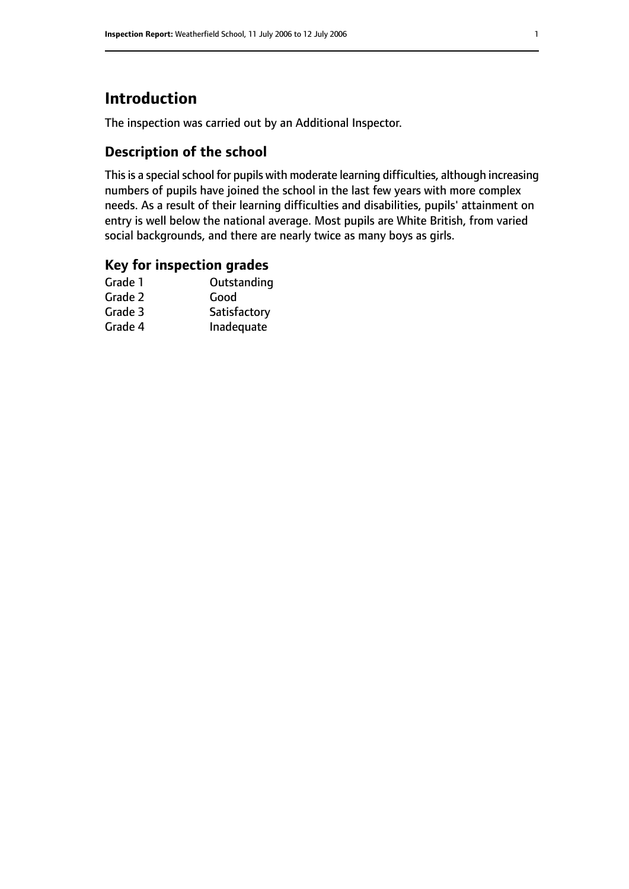# Introduction

The inspection was carried out by an Additional Inspector.

## Description of the school

This is a special school for pupils with moderate learning difficulties, although increasing numbers of pupils have joined the school in the last few years with more complex needs. As a result of their learning difficulties and disabilities, pupils' attainment on entry is well below the national average. Most pupils are White British, from varied social backgrounds, and there are nearly twice as many boys as girls.

## Key for inspection grades

| | |
|---|---|
| Grade 1 | Outstanding |
| Grade 2 | Good |
| Grade 3 | Satisfactory |
| Grade 4 | Inadequate |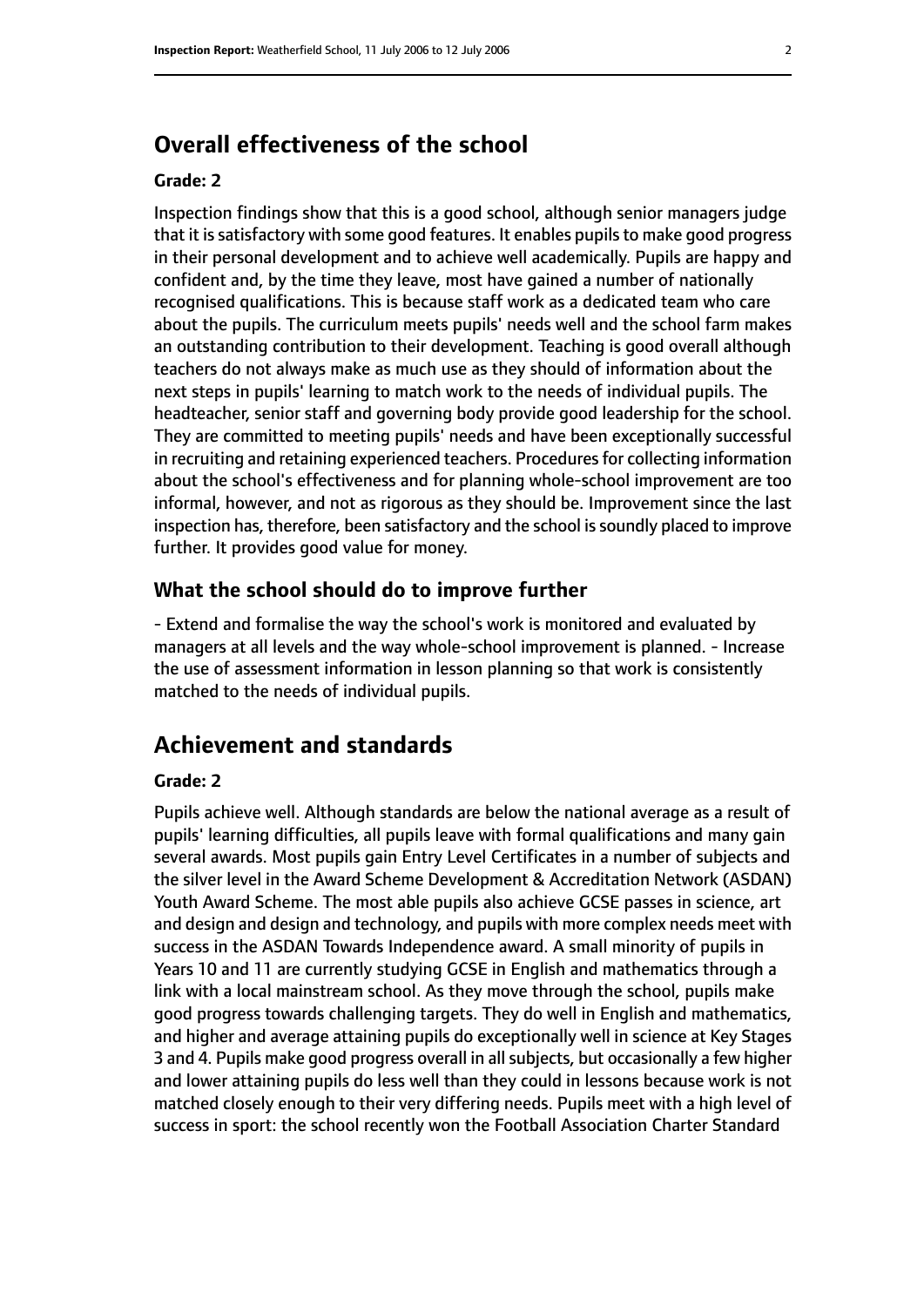# Overall effectiveness of the school

### Grade: 2

Inspection findings show that this is a good school, although senior managers judge that it is satisfactory with some good features. It enables pupils to make good progress in their personal development and to achieve well academically. Pupils are happy and confident and, by the time they leave, most have gained a number of nationally recognised qualifications. This is because staff work as a dedicated team who care about the pupils. The curriculum meets pupils' needs well and the school farm makes an outstanding contribution to their development. Teaching is good overall although teachers do not always make as much use as they should of information about the next steps in pupils' learning to match work to the needs of individual pupils. The headteacher, senior staff and governing body provide good leadership for the school. They are committed to meeting pupils' needs and have been exceptionally successful in recruiting and retaining experienced teachers. Procedures for collecting information about the school's effectiveness and for planning whole-school improvement are too informal, however, and not as rigorous as they should be. Improvement since the last inspection has, therefore, been satisfactory and the school is soundly placed to improve further. It provides good value for money.

## What the school should do to improve further

- Extend and formalise the way the school's work is monitored and evaluated by managers at all levels and the way whole-school improvement is planned. - Increase the use of assessment information in lesson planning so that work is consistently matched to the needs of individual pupils.

# Achievement and standards

### Grade: 2

Pupils achieve well. Although standards are below the national average as a result of pupils' learning difficulties, all pupils leave with formal qualifications and many gain several awards. Most pupils gain Entry Level Certificates in a number of subjects and the silver level in the Award Scheme Development & Accreditation Network (ASDAN) Youth Award Scheme. The most able pupils also achieve GCSE passes in science, art and design and design and technology, and pupils with more complex needs meet with success in the ASDAN Towards Independence award. A small minority of pupils in Years 10 and 11 are currently studying GCSE in English and mathematics through a link with a local mainstream school. As they move through the school, pupils make good progress towards challenging targets. They do well in English and mathematics, and higher and average attaining pupils do exceptionally well in science at Key Stages 3 and 4. Pupils make good progress overall in all subjects, but occasionally a few higher and lower attaining pupils do less well than they could in lessons because work is not matched closely enough to their very differing needs. Pupils meet with a high level of success in sport: the school recently won the Football Association Charter Standard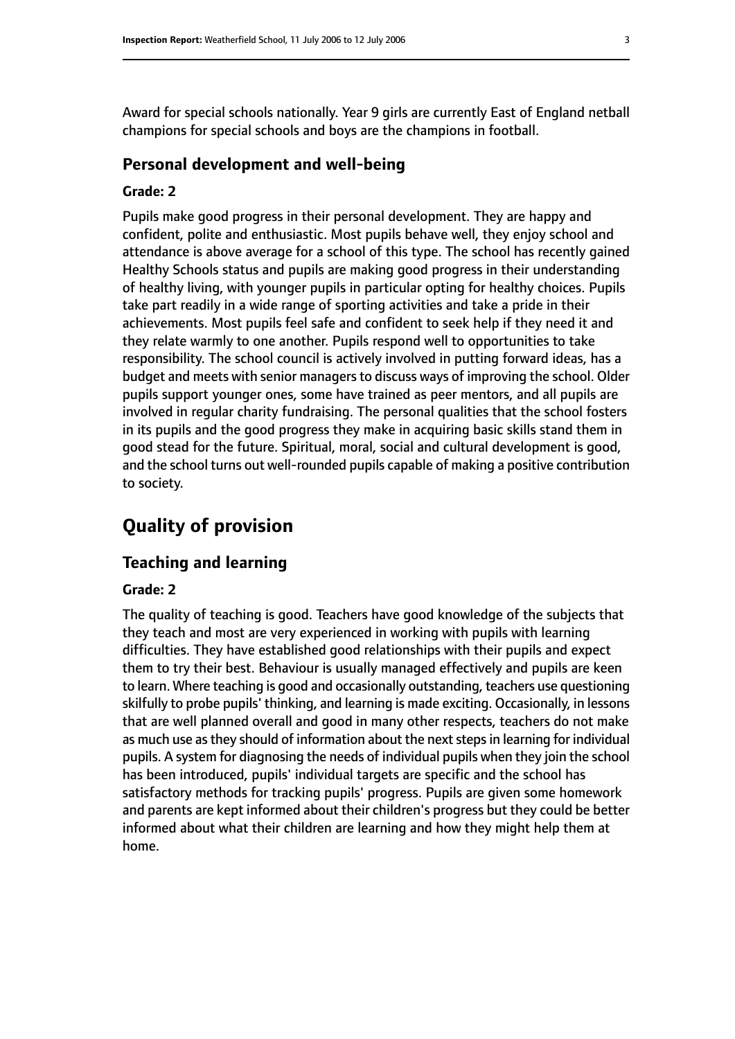Award for special schools nationally. Year 9 girls are currently East of England netball champions for special schools and boys are the champions in football.

### Personal development and well-being

#### Grade: 2

Pupils make good progress in their personal development. They are happy and confident, polite and enthusiastic. Most pupils behave well, they enjoy school and attendance is above average for a school of this type. The school has recently gained Healthy Schools status and pupils are making good progress in their understanding of healthy living, with younger pupils in particular opting for healthy choices. Pupils take part readily in a wide range of sporting activities and take a pride in their achievements. Most pupils feel safe and confident to seek help if they need it and they relate warmly to one another. Pupils respond well to opportunities to take responsibility. The school council is actively involved in putting forward ideas, has a budget and meets with senior managers to discuss ways of improving the school. Older pupils support younger ones, some have trained as peer mentors, and all pupils are involved in regular charity fundraising. The personal qualities that the school fosters in its pupils and the good progress they make in acquiring basic skills stand them in good stead for the future. Spiritual, moral, social and cultural development is good, and the school turns out well-rounded pupils capable of making a positive contribution to society.

## Quality of provision

### Teaching and learning

#### Grade: 2

The quality of teaching is good. Teachers have good knowledge of the subjects that they teach and most are very experienced in working with pupils with learning difficulties. They have established good relationships with their pupils and expect them to try their best. Behaviour is usually managed effectively and pupils are keen to learn. Where teaching is good and occasionally outstanding, teachers use questioning skilfully to probe pupils' thinking, and learning is made exciting. Occasionally, in lessons that are well planned overall and good in many other respects, teachers do not make as much use as they should of information about the next steps in learning for individual pupils. A system for diagnosing the needs of individual pupils when they join the school has been introduced, pupils' individual targets are specific and the school has satisfactory methods for tracking pupils' progress. Pupils are given some homework and parents are kept informed about their children's progress but they could be better informed about what their children are learning and how they might help them at home.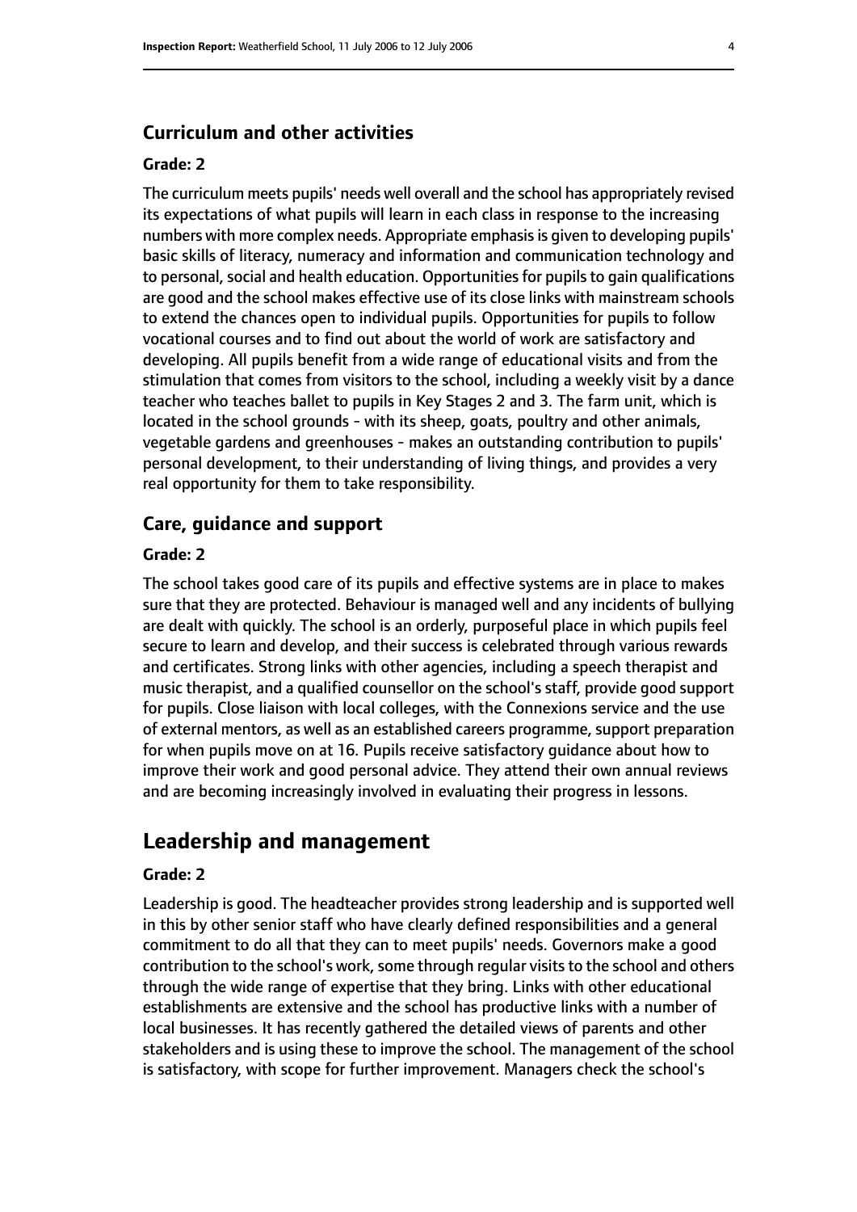### Curriculum and other activities

#### Grade: 2

The curriculum meets pupils' needs well overall and the school has appropriately revised its expectations of what pupils will learn in each class in response to the increasing numbers with more complex needs. Appropriate emphasis is given to developing pupils' basic skills of literacy, numeracy and information and communication technology and to personal, social and health education. Opportunities for pupils to gain qualifications are good and the school makes effective use of its close links with mainstream schools to extend the chances open to individual pupils. Opportunities for pupils to follow vocational courses and to find out about the world of work are satisfactory and developing. All pupils benefit from a wide range of educational visits and from the stimulation that comes from visitors to the school, including a weekly visit by a dance teacher who teaches ballet to pupils in Key Stages 2 and 3. The farm unit, which is located in the school grounds - with its sheep, goats, poultry and other animals, vegetable gardens and greenhouses - makes an outstanding contribution to pupils' personal development, to their understanding of living things, and provides a very real opportunity for them to take responsibility.

### Care, guidance and support

#### Grade: 2

The school takes good care of its pupils and effective systems are in place to makes sure that they are protected. Behaviour is managed well and any incidents of bullying are dealt with quickly. The school is an orderly, purposeful place in which pupils feel secure to learn and develop, and their success is celebrated through various rewards and certificates. Strong links with other agencies, including a speech therapist and music therapist, and a qualified counsellor on the school's staff, provide good support for pupils. Close liaison with local colleges, with the Connexions service and the use of external mentors, as well as an established careers programme, support preparation for when pupils move on at 16. Pupils receive satisfactory guidance about how to improve their work and good personal advice. They attend their own annual reviews and are becoming increasingly involved in evaluating their progress in lessons.

## Leadership and management

#### Grade: 2

Leadership is good. The headteacher provides strong leadership and is supported well in this by other senior staff who have clearly defined responsibilities and a general commitment to do all that they can to meet pupils' needs. Governors make a good contribution to the school's work, some through regular visits to the school and others through the wide range of expertise that they bring. Links with other educational establishments are extensive and the school has productive links with a number of local businesses. It has recently gathered the detailed views of parents and other stakeholders and is using these to improve the school. The management of the school is satisfactory, with scope for further improvement. Managers check the school's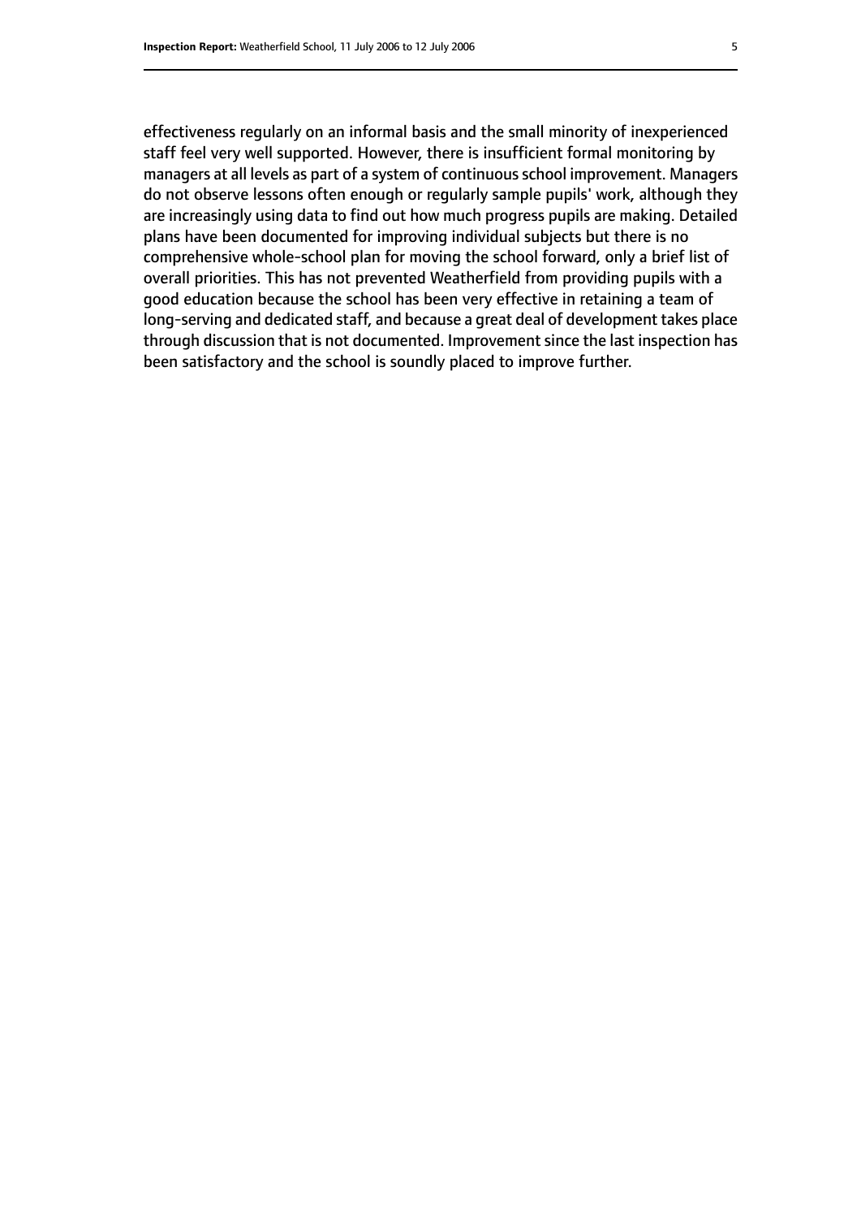effectiveness regularly on an informal basis and the small minority of inexperienced staff feel very well supported. However, there is insufficient formal monitoring by managers at all levels as part of a system of continuous school improvement. Managers do not observe lessons often enough or regularly sample pupils' work, although they are increasingly using data to find out how much progress pupils are making. Detailed plans have been documented for improving individual subjects but there is no comprehensive whole-school plan for moving the school forward, only a brief list of overall priorities. This has not prevented Weatherfield from providing pupils with a good education because the school has been very effective in retaining a team of long-serving and dedicated staff, and because a great deal of development takes place through discussion that is not documented. Improvement since the last inspection has been satisfactory and the school is soundly placed to improve further.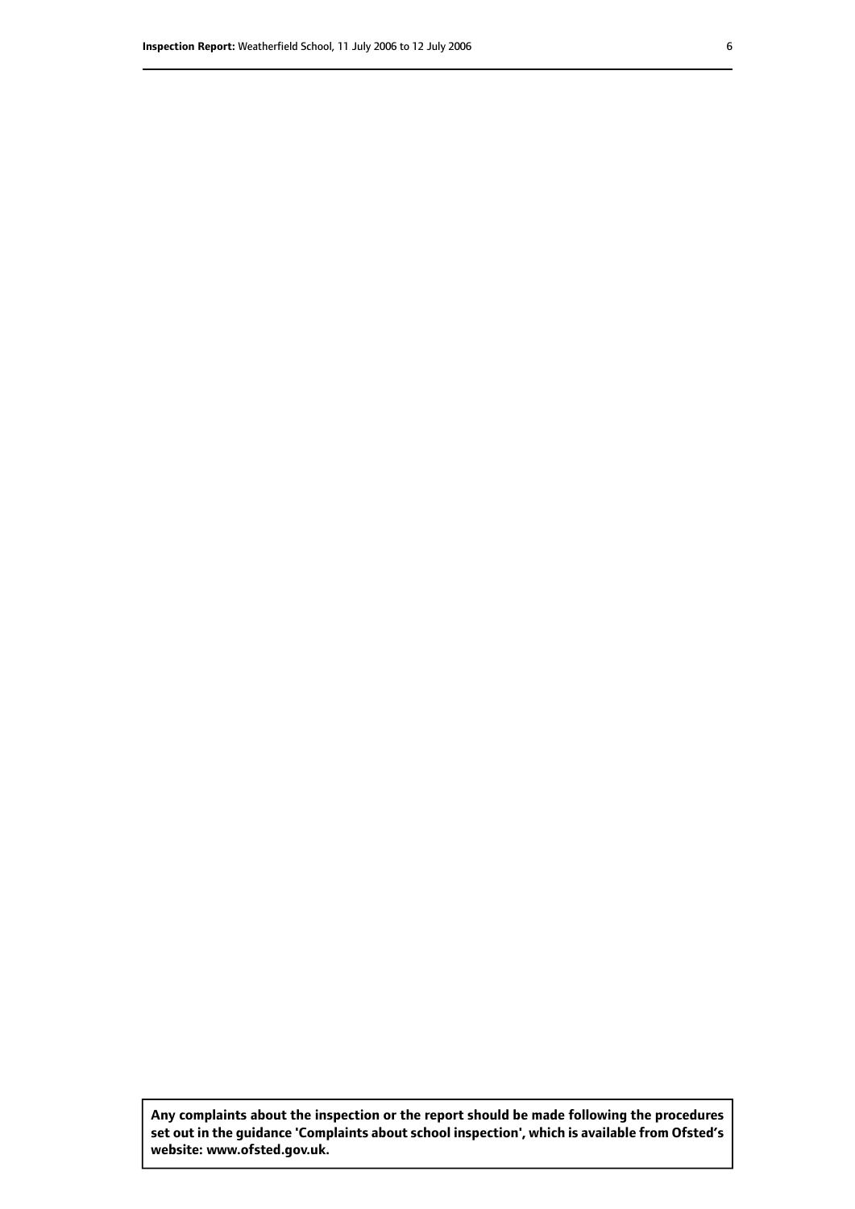**Any complaints about the inspection or the report should be made following the procedures set out in the guidance 'Complaints about school inspection', which is available from Ofsted's website: www.ofsted.gov.uk.**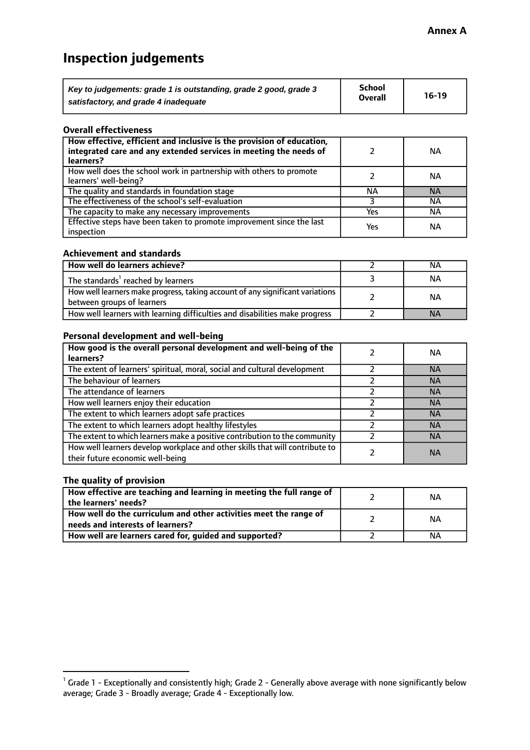**Annex A**

# Inspection judgements

| *Key to judgements: grade 1 is outstanding, grade 2 good, grade 3 satisfactory, and grade 4 inadequate* | School Overall | 16-19 |
|---|---|---|

### Overall effectiveness

| | | |
|---|---|---|
| **How effective, efficient and inclusive is the provision of education, integrated care and any extended services in meeting the needs of learners?** | 2 | NA |
| How well does the school work in partnership with others to promote learners' well-being? | 2 | NA |
| The quality and standards in foundation stage | NA | NA |
| The effectiveness of the school's self-evaluation | 3 | NA |
| The capacity to make any necessary improvements | Yes | NA |
| Effective steps have been taken to promote improvement since the last inspection | Yes | NA |

### Achievement and standards

| | | |
|---|---|---|
| **How well do learners achieve?** | 2 | NA |
| The standards[1] reached by learners | 3 | NA |
| How well learners make progress, taking account of any significant variations between groups of learners | 2 | NA |
| How well learners with learning difficulties and disabilities make progress | 2 | NA |

### Personal development and well-being

| | | |
|---|---|---|
| **How good is the overall personal development and well-being of the learners?** | 2 | NA |
| The extent of learners' spiritual, moral, social and cultural development | 2 | NA |
| The behaviour of learners | 2 | NA |
| The attendance of learners | 2 | NA |
| How well learners enjoy their education | 2 | NA |
| The extent to which learners adopt safe practices | 2 | NA |
| The extent to which learners adopt healthy lifestyles | 2 | NA |
| The extent to which learners make a positive contribution to the community | 2 | NA |
| How well learners develop workplace and other skills that will contribute to their future economic well-being | 2 | NA |

### The quality of provision

| | | |
|---|---|---|
| **How effective are teaching and learning in meeting the full range of the learners' needs?** | 2 | NA |
| **How well do the curriculum and other activities meet the range of needs and interests of learners?** | 2 | NA |
| **How well are learners cared for, guided and supported?** | 2 | NA |

[1] Grade 1 - Exceptionally and consistently high; Grade 2 - Generally above average with none significantly below average; Grade 3 - Broadly average; Grade 4 - Exceptionally low.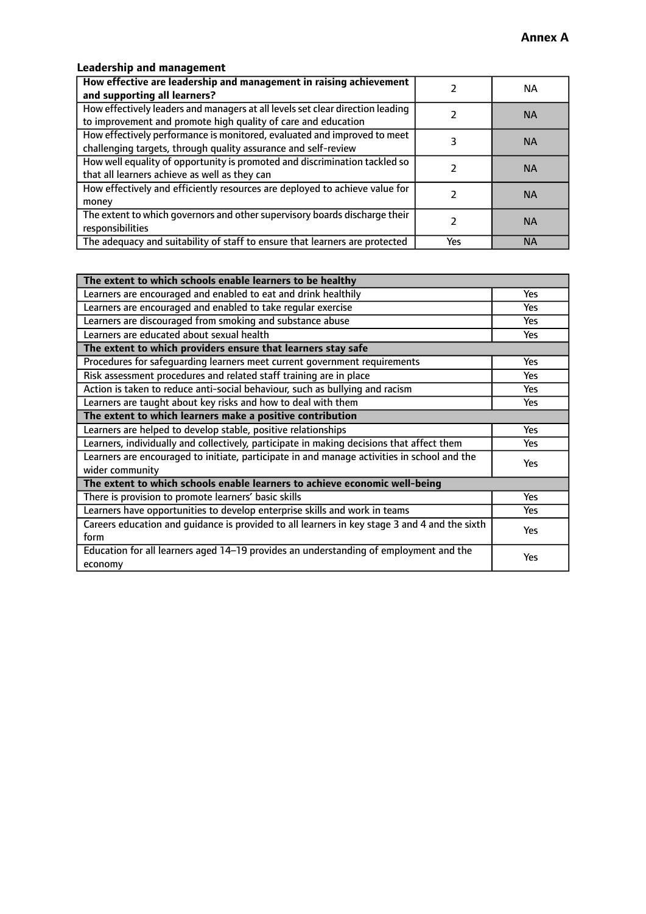**Annex A**

### Leadership and management

| How effective are leadership and management in raising achievement and supporting all learners? | 2 | NA |
|---|---|---|
| How effectively leaders and managers at all levels set clear direction leading to improvement and promote high quality of care and education | 2 | NA |
| How effectively performance is monitored, evaluated and improved to meet challenging targets, through quality assurance and self-review | 3 | NA |
| How well equality of opportunity is promoted and discrimination tackled so that all learners achieve as well as they can | 2 | NA |
| How effectively and efficiently resources are deployed to achieve value for money | 2 | NA |
| The extent to which governors and other supervisory boards discharge their responsibilities | 2 | NA |
| The adequacy and suitability of staff to ensure that learners are protected | Yes | NA |

| **The extent to which schools enable learners to be healthy** | |
|---|---|
| Learners are encouraged and enabled to eat and drink healthily | Yes |
| Learners are encouraged and enabled to take regular exercise | Yes |
| Learners are discouraged from smoking and substance abuse | Yes |
| Learners are educated about sexual health | Yes |
| **The extent to which providers ensure that learners stay safe** | |
| Procedures for safeguarding learners meet current government requirements | Yes |
| Risk assessment procedures and related staff training are in place | Yes |
| Action is taken to reduce anti-social behaviour, such as bullying and racism | Yes |
| Learners are taught about key risks and how to deal with them | Yes |
| **The extent to which learners make a positive contribution** | |
| Learners are helped to develop stable, positive relationships | Yes |
| Learners, individually and collectively, participate in making decisions that affect them | Yes |
| Learners are encouraged to initiate, participate in and manage activities in school and the wider community | Yes |
| **The extent to which schools enable learners to achieve economic well-being** | |
| There is provision to promote learners' basic skills | Yes |
| Learners have opportunities to develop enterprise skills and work in teams | Yes |
| Careers education and guidance is provided to all learners in key stage 3 and 4 and the sixth form | Yes |
| Education for all learners aged 14–19 provides an understanding of employment and the economy | Yes |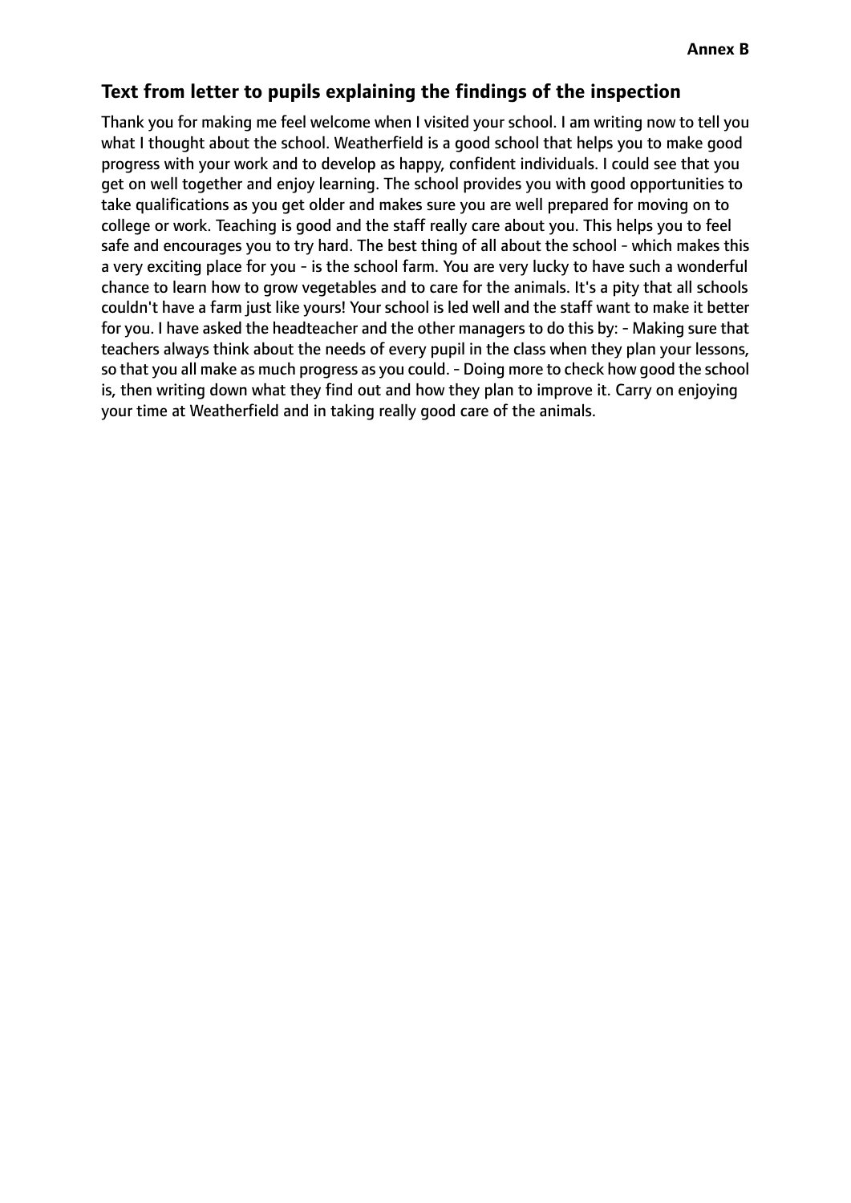**Annex B**

## Text from letter to pupils explaining the findings of the inspection

Thank you for making me feel welcome when I visited your school. I am writing now to tell you what I thought about the school. Weatherfield is a good school that helps you to make good progress with your work and to develop as happy, confident individuals. I could see that you get on well together and enjoy learning. The school provides you with good opportunities to take qualifications as you get older and makes sure you are well prepared for moving on to college or work. Teaching is good and the staff really care about you. This helps you to feel safe and encourages you to try hard. The best thing of all about the school - which makes this a very exciting place for you - is the school farm. You are very lucky to have such a wonderful chance to learn how to grow vegetables and to care for the animals. It's a pity that all schools couldn't have a farm just like yours! Your school is led well and the staff want to make it better for you. I have asked the headteacher and the other managers to do this by: - Making sure that teachers always think about the needs of every pupil in the class when they plan your lessons, so that you all make as much progress as you could. - Doing more to check how good the school is, then writing down what they find out and how they plan to improve it. Carry on enjoying your time at Weatherfield and in taking really good care of the animals.